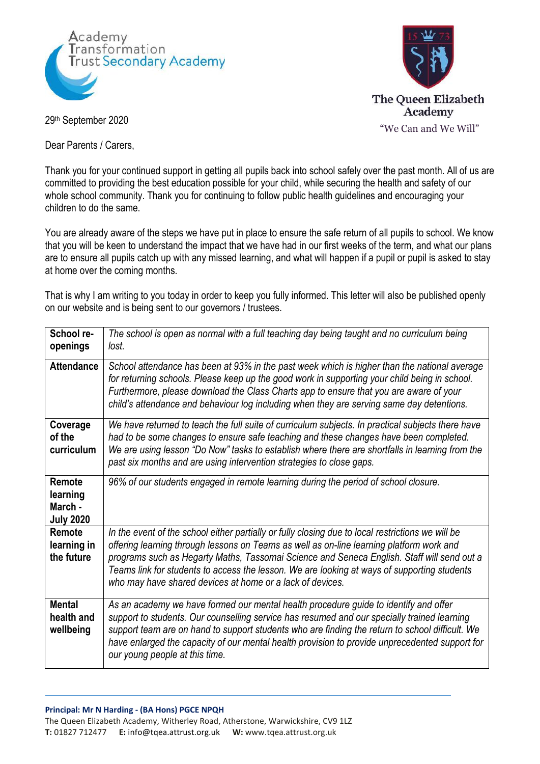Academy Transformation Trust Secondary Academy

The Queen Elizabeth Academy

"We Can and We Will"

29th September 2020

Dear Parents / Carers,

Thank you for your continued support in getting all pupils back into school safely over the past month. All of us are committed to providing the best education possible for your child, while securing the health and safety of our whole school community. Thank you for continuing to follow public health guidelines and encouraging your children to do the same.

You are already aware of the steps we have put in place to ensure the safe return of all pupils to school. We know that you will be keen to understand the impact that we have had in our first weeks of the term, and what our plans are to ensure all pupils catch up with any missed learning, and what will happen if a pupil or pupil is asked to stay at home over the coming months.

That is why I am writing to you today in order to keep you fully informed. This letter will also be published openly on our website and is being sent to our governors / trustees.

| | |
|---|---|
| **School re-openings** | *The school is open as normal with a full teaching day being taught and no curriculum being lost.* |
| **Attendance** | *School attendance has been at 93% in the past week which is higher than the national average for returning schools. Please keep up the good work in supporting your child being in school. Furthermore, please download the Class Charts app to ensure that you are aware of your child's attendance and behaviour log including when they are serving same day detentions.* |
| **Coverage of the curriculum** | *We have returned to teach the full suite of curriculum subjects. In practical subjects there have had to be some changes to ensure safe teaching and these changes have been completed. We are using lesson "Do Now" tasks to establish where there are shortfalls in learning from the past six months and are using intervention strategies to close gaps.* |
| **Remote learning March - July 2020** | *96% of our students engaged in remote learning during the period of school closure.* |
| **Remote learning in the future** | *In the event of the school either partially or fully closing due to local restrictions we will be offering learning through lessons on Teams as well as on-line learning platform work and programs such as Hegarty Maths, Tassomai Science and Seneca English. Staff will send out a Teams link for students to access the lesson. We are looking at ways of supporting students who may have shared devices at home or a lack of devices.* |
| **Mental health and wellbeing** | *As an academy we have formed our mental health procedure guide to identify and offer support to students. Our counselling service has resumed and our specially trained learning support team are on hand to support students who are finding the return to school difficult. We have enlarged the capacity of our mental health provision to provide unprecedented support for our young people at this time.* |

**Principal: Mr N Harding - (BA Hons) PGCE NPQH**
The Queen Elizabeth Academy, Witherley Road, Atherstone, Warwickshire, CV9 1LZ
**T:** 01827 712477 **E:** info@tqea.attrust.org.uk **W:** www.tqea.attrust.org.uk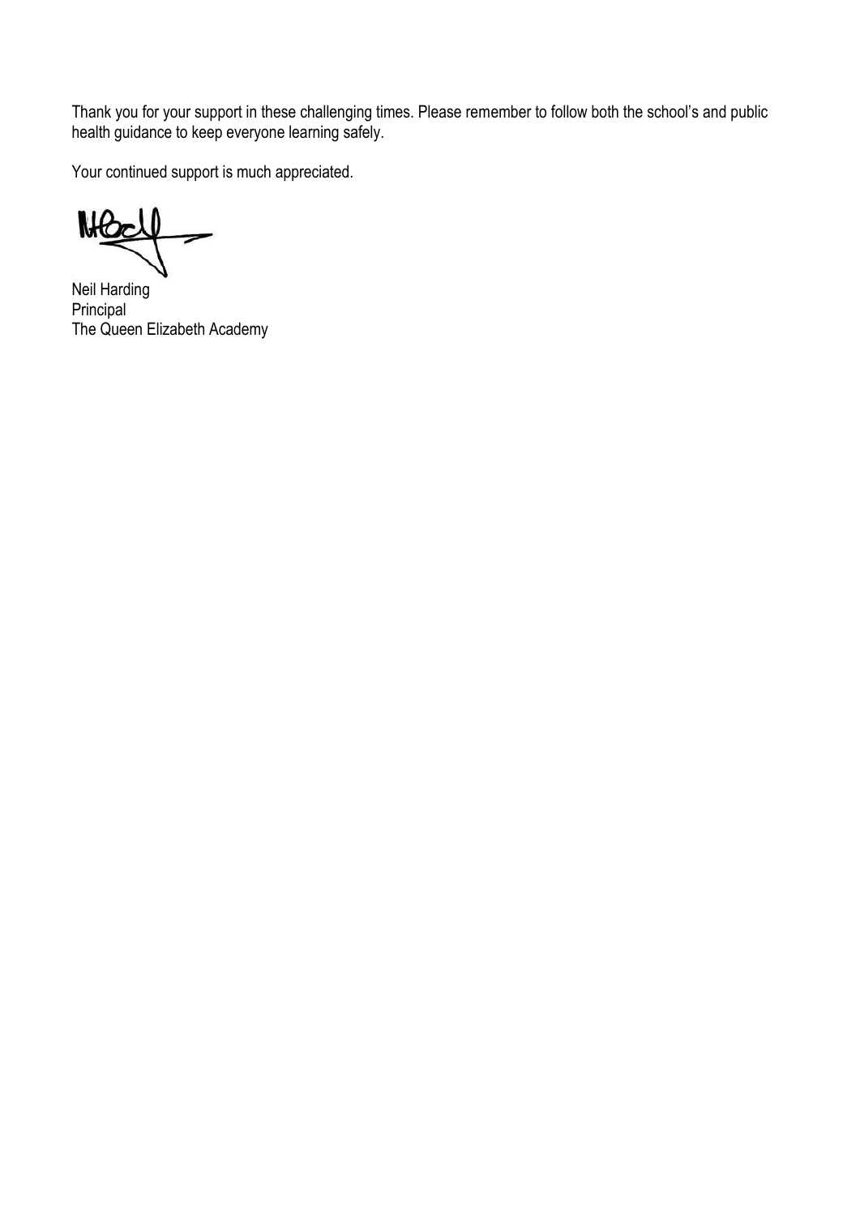Thank you for your support in these challenging times. Please remember to follow both the school's and public health guidance to keep everyone learning safely.

Your continued support is much appreciated.

Neil Harding
Principal
The Queen Elizabeth Academy